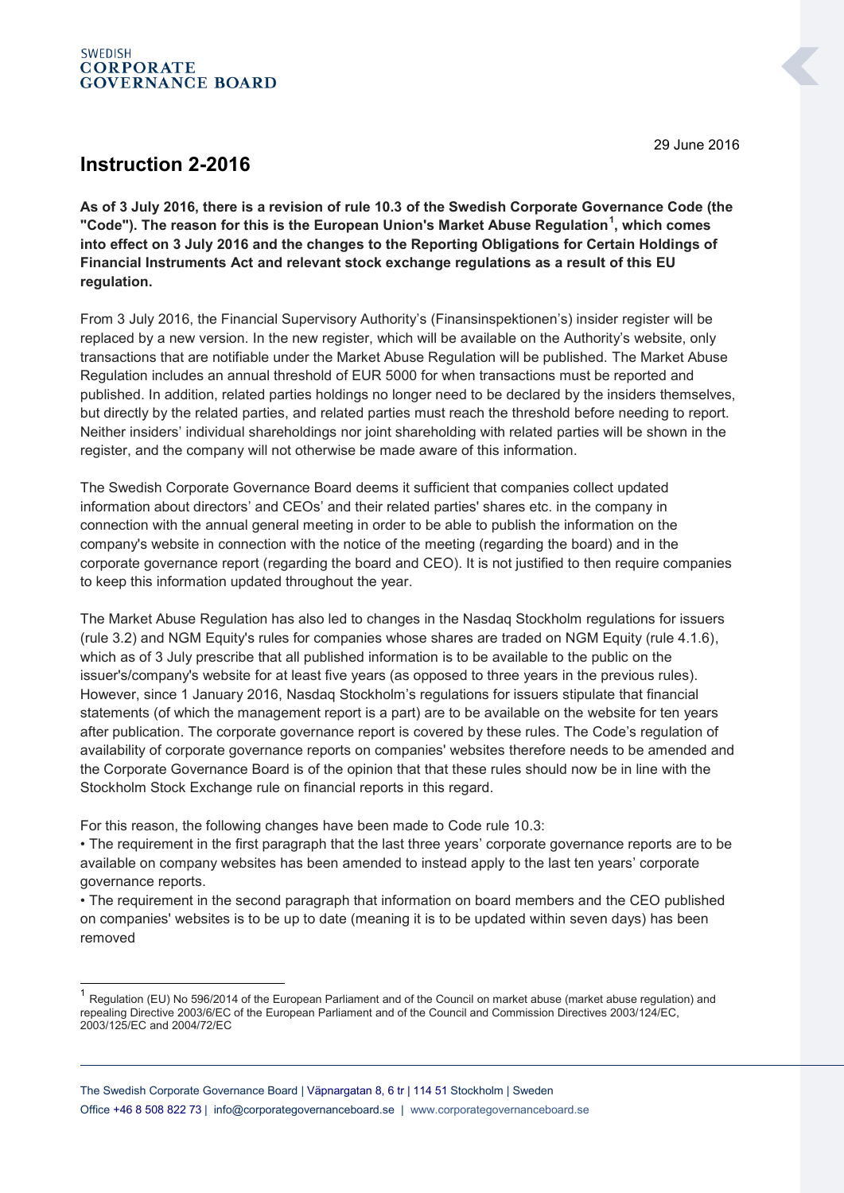SWEDISH
**CORPORATE GOVERNANCE BOARD**

29 June 2016

# Instruction 2-2016

**As of 3 July 2016, there is a revision of rule 10.3 of the Swedish Corporate Governance Code (the "Code"). The reason for this is the European Union's Market Abuse Regulation[1], which comes into effect on 3 July 2016 and the changes to the Reporting Obligations for Certain Holdings of Financial Instruments Act and relevant stock exchange regulations as a result of this EU regulation.**

From 3 July 2016, the Financial Supervisory Authority's (Finansinspektionen's) insider register will be replaced by a new version. In the new register, which will be available on the Authority's website, only transactions that are notifiable under the Market Abuse Regulation will be published. The Market Abuse Regulation includes an annual threshold of EUR 5000 for when transactions must be reported and published. In addition, related parties holdings no longer need to be declared by the insiders themselves, but directly by the related parties, and related parties must reach the threshold before needing to report. Neither insiders' individual shareholdings nor joint shareholding with related parties will be shown in the register, and the company will not otherwise be made aware of this information.

The Swedish Corporate Governance Board deems it sufficient that companies collect updated information about directors' and CEOs' and their related parties' shares etc. in the company in connection with the annual general meeting in order to be able to publish the information on the company's website in connection with the notice of the meeting (regarding the board) and in the corporate governance report (regarding the board and CEO). It is not justified to then require companies to keep this information updated throughout the year.

The Market Abuse Regulation has also led to changes in the Nasdaq Stockholm regulations for issuers (rule 3.2) and NGM Equity's rules for companies whose shares are traded on NGM Equity (rule 4.1.6), which as of 3 July prescribe that all published information is to be available to the public on the issuer's/company's website for at least five years (as opposed to three years in the previous rules). However, since 1 January 2016, Nasdaq Stockholm's regulations for issuers stipulate that financial statements (of which the management report is a part) are to be available on the website for ten years after publication. The corporate governance report is covered by these rules. The Code's regulation of availability of corporate governance reports on companies' websites therefore needs to be amended and the Corporate Governance Board is of the opinion that that these rules should now be in line with the Stockholm Stock Exchange rule on financial reports in this regard.

For this reason, the following changes have been made to Code rule 10.3:

- The requirement in the first paragraph that the last three years' corporate governance reports are to be available on company websites has been amended to instead apply to the last ten years' corporate governance reports.
- The requirement in the second paragraph that information on board members and the CEO published on companies' websites is to be up to date (meaning it is to be updated within seven days) has been removed

---

[1] Regulation (EU) No 596/2014 of the European Parliament and of the Council on market abuse (market abuse regulation) and repealing Directive 2003/6/EC of the European Parliament and of the Council and Commission Directives 2003/124/EC, 2003/125/EC and 2004/72/EC

The Swedish Corporate Governance Board | Väpnargatan 8, 6 tr | 114 51 Stockholm | Sweden
Office +46 8 508 822 73 | info@corporategovernanceboard.se | www.corporategovernanceboard.se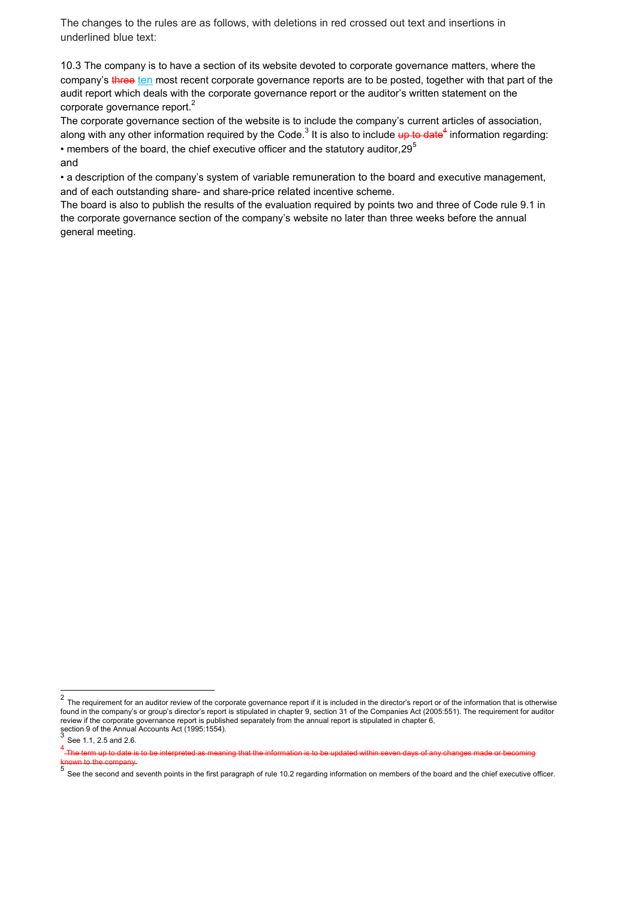The changes to the rules are as follows, with deletions in red crossed out text and insertions in underlined blue text:

10.3 The company is to have a section of its website devoted to corporate governance matters, where the company's ~~three~~ <u>ten</u> most recent corporate governance reports are to be posted, together with that part of the audit report which deals with the corporate governance report or the auditor's written statement on the corporate governance report.[2]

The corporate governance section of the website is to include the company's current articles of association, along with any other information required by the Code.[3] It is also to include ~~up to date~~[4] information regarding:

• members of the board, the chief executive officer and the statutory auditor,29[5]

and

• a description of the company's system of variable remuneration to the board and executive management, and of each outstanding share- and share-price related incentive scheme.

The board is also to publish the results of the evaluation required by points two and three of Code rule 9.1 in the corporate governance section of the company's website no later than three weeks before the annual general meeting.

---

[2] The requirement for an auditor review of the corporate governance report if it is included in the director's report or of the information that is otherwise found in the company's or group's director's report is stipulated in chapter 9, section 31 of the Companies Act (2005:551). The requirement for auditor review if the corporate governance report is published separately from the annual report is stipulated in chapter 6, section 9 of the Annual Accounts Act (1995:1554).

[3] See 1.1, 2.5 and 2.6.

[4] ~~The term up to date is to be interpreted as meaning that the information is to be updated within seven days of any changes made or becoming known to the company.~~

[5] See the second and seventh points in the first paragraph of rule 10.2 regarding information on members of the board and the chief executive officer.